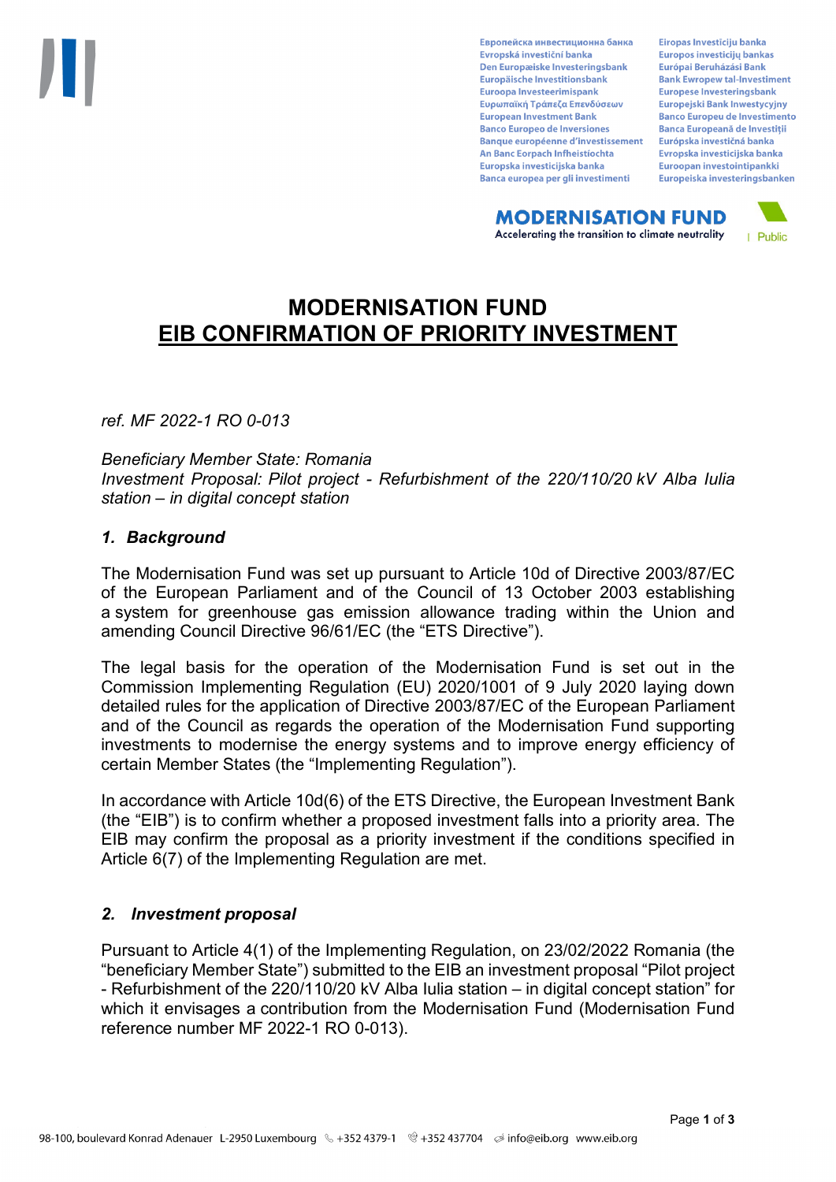# MODERNISATION FUND
## EIB CONFIRMATION OF PRIORITY INVESTMENT

*ref. MF 2022-1 RO 0-013*

*Beneficiary Member State: Romania*
*Investment Proposal: Pilot project - Refurbishment of the 220/110/20 kV Alba Iulia station – in digital concept station*

### *1. Background*

The Modernisation Fund was set up pursuant to Article 10d of Directive 2003/87/EC of the European Parliament and of the Council of 13 October 2003 establishing a system for greenhouse gas emission allowance trading within the Union and amending Council Directive 96/61/EC (the "ETS Directive").

The legal basis for the operation of the Modernisation Fund is set out in the Commission Implementing Regulation (EU) 2020/1001 of 9 July 2020 laying down detailed rules for the application of Directive 2003/87/EC of the European Parliament and of the Council as regards the operation of the Modernisation Fund supporting investments to modernise the energy systems and to improve energy efficiency of certain Member States (the "Implementing Regulation").

In accordance with Article 10d(6) of the ETS Directive, the European Investment Bank (the "EIB") is to confirm whether a proposed investment falls into a priority area. The EIB may confirm the proposal as a priority investment if the conditions specified in Article 6(7) of the Implementing Regulation are met.

### *2. Investment proposal*

Pursuant to Article 4(1) of the Implementing Regulation, on 23/02/2022 Romania (the "beneficiary Member State") submitted to the EIB an investment proposal "Pilot project - Refurbishment of the 220/110/20 kV Alba Iulia station – in digital concept station" for which it envisages a contribution from the Modernisation Fund (Modernisation Fund reference number MF 2022-1 RO 0-013).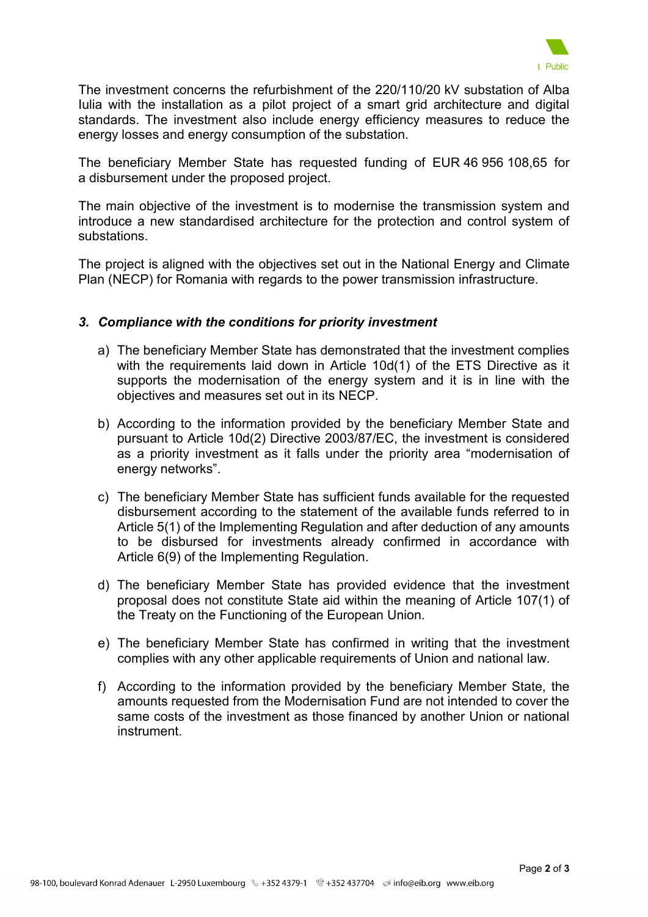The investment concerns the refurbishment of the 220/110/20 kV substation of Alba Iulia with the installation as a pilot project of a smart grid architecture and digital standards. The investment also include energy efficiency measures to reduce the energy losses and energy consumption of the substation.

The beneficiary Member State has requested funding of EUR 46 956 108,65 for a disbursement under the proposed project.

The main objective of the investment is to modernise the transmission system and introduce a new standardised architecture for the protection and control system of substations.

The project is aligned with the objectives set out in the National Energy and Climate Plan (NECP) for Romania with regards to the power transmission infrastructure.

### *3. Compliance with the conditions for priority investment*

a) The beneficiary Member State has demonstrated that the investment complies with the requirements laid down in Article 10d(1) of the ETS Directive as it supports the modernisation of the energy system and it is in line with the objectives and measures set out in its NECP.

b) According to the information provided by the beneficiary Member State and pursuant to Article 10d(2) Directive 2003/87/EC, the investment is considered as a priority investment as it falls under the priority area "modernisation of energy networks".

c) The beneficiary Member State has sufficient funds available for the requested disbursement according to the statement of the available funds referred to in Article 5(1) of the Implementing Regulation and after deduction of any amounts to be disbursed for investments already confirmed in accordance with Article 6(9) of the Implementing Regulation.

d) The beneficiary Member State has provided evidence that the investment proposal does not constitute State aid within the meaning of Article 107(1) of the Treaty on the Functioning of the European Union.

e) The beneficiary Member State has confirmed in writing that the investment complies with any other applicable requirements of Union and national law.

f) According to the information provided by the beneficiary Member State, the amounts requested from the Modernisation Fund are not intended to cover the same costs of the investment as those financed by another Union or national instrument.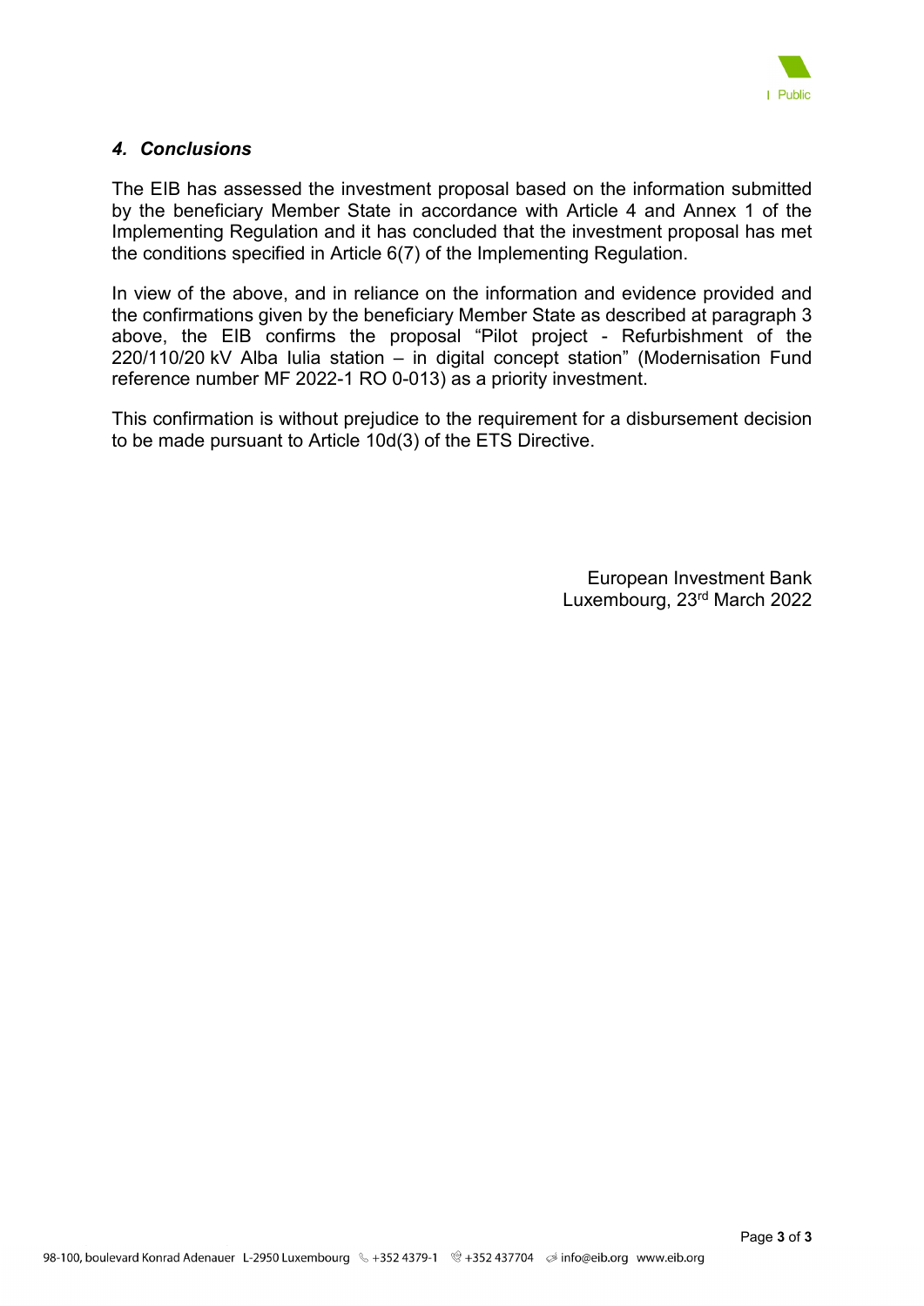## *4. Conclusions*

The EIB has assessed the investment proposal based on the information submitted by the beneficiary Member State in accordance with Article 4 and Annex 1 of the Implementing Regulation and it has concluded that the investment proposal has met the conditions specified in Article 6(7) of the Implementing Regulation.

In view of the above, and in reliance on the information and evidence provided and the confirmations given by the beneficiary Member State as described at paragraph 3 above, the EIB confirms the proposal "Pilot project - Refurbishment of the 220/110/20 kV Alba Iulia station – in digital concept station" (Modernisation Fund reference number MF 2022-1 RO 0-013) as a priority investment.

This confirmation is without prejudice to the requirement for a disbursement decision to be made pursuant to Article 10d(3) of the ETS Directive.

European Investment Bank
Luxembourg, 23rd March 2022